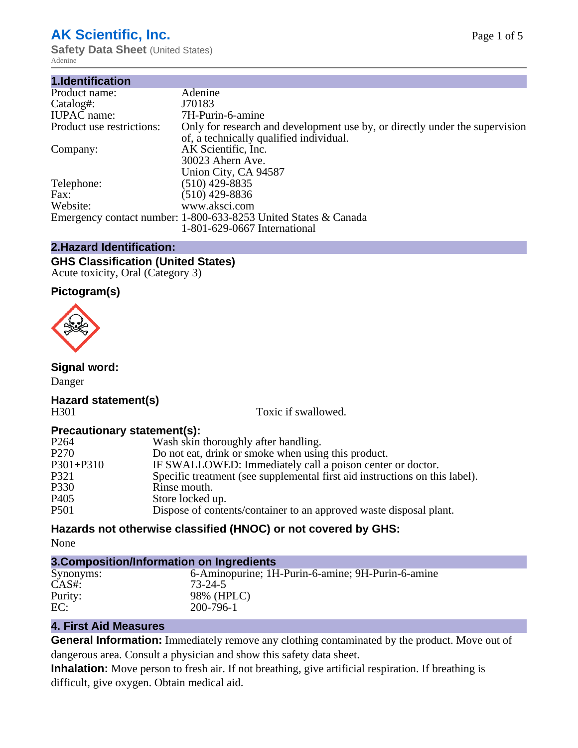# AK Scientific, Inc.

**Safety Data Sheet** (United States)

Adenine

## 1.Identification

| | |
|---|---|
| Product name: | Adenine |
| Catalog#: | J70183 |
| IUPAC name: | 7H-Purin-6-amine |
| Product use restrictions: | Only for research and development use by, or directly under the supervision of, a technically qualified individual. |
| Company: | AK Scientific, Inc.<br>30023 Ahern Ave.<br>Union City, CA 94587 |
| Telephone: | (510) 429-8835 |
| Fax: | (510) 429-8836 |
| Website: | www.aksci.com |
| Emergency contact number: | 1-800-633-8253 United States & Canada<br>1-801-629-0667 International |

## 2.Hazard Identification:

### GHS Classification (United States)

Acute toxicity, Oral (Category 3)

### Pictogram(s)

### Signal word:

Danger

### Hazard statement(s)

| | |
|---|---|
| H301 | Toxic if swallowed. |

### Precautionary statement(s):

| | |
|---|---|
| P264 | Wash skin thoroughly after handling. |
| P270 | Do not eat, drink or smoke when using this product. |
| P301+P310 | IF SWALLOWED: Immediately call a poison center or doctor. |
| P321 | Specific treatment (see supplemental first aid instructions on this label). |
| P330 | Rinse mouth. |
| P405 | Store locked up. |
| P501 | Dispose of contents/container to an approved waste disposal plant. |

### Hazards not otherwise classified (HNOC) or not covered by GHS:

None

## 3.Composition/Information on Ingredients

| | |
|---|---|
| Synonyms: | 6-Aminopurine; 1H-Purin-6-amine; 9H-Purin-6-amine |
| CAS#: | 73-24-5 |
| Purity: | 98% (HPLC) |
| EC: | 200-796-1 |

## 4. First Aid Measures

**General Information:** Immediately remove any clothing contaminated by the product. Move out of dangerous area. Consult a physician and show this safety data sheet.

**Inhalation:** Move person to fresh air. If not breathing, give artificial respiration. If breathing is difficult, give oxygen. Obtain medical aid.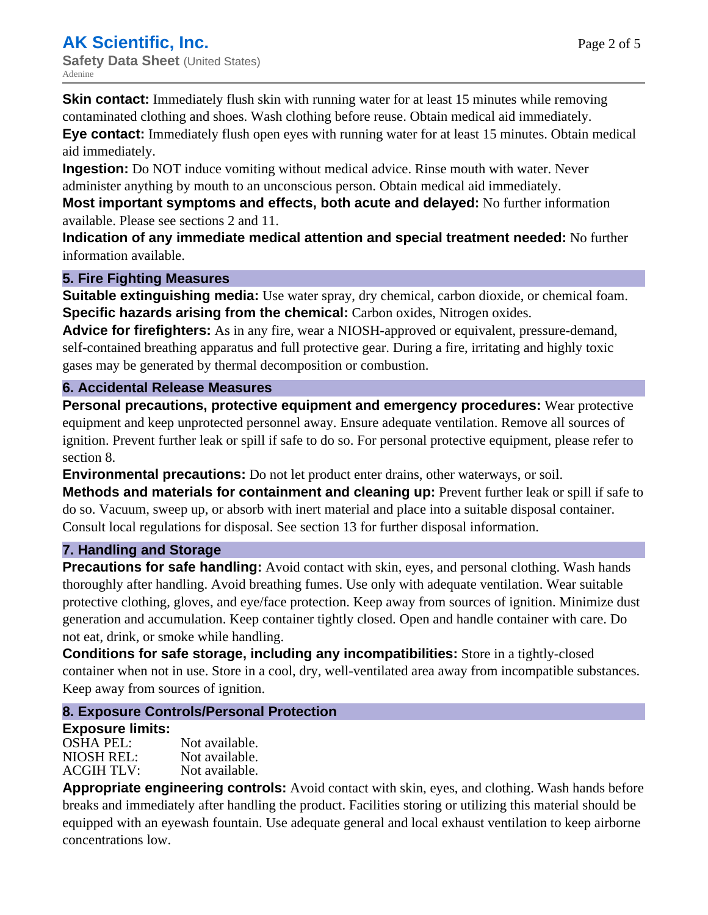**Skin contact:** Immediately flush skin with running water for at least 15 minutes while removing contaminated clothing and shoes. Wash clothing before reuse. Obtain medical aid immediately.
**Eye contact:** Immediately flush open eyes with running water for at least 15 minutes. Obtain medical aid immediately.
**Ingestion:** Do NOT induce vomiting without medical advice. Rinse mouth with water. Never administer anything by mouth to an unconscious person. Obtain medical aid immediately.
**Most important symptoms and effects, both acute and delayed:** No further information available. Please see sections 2 and 11.
**Indication of any immediate medical attention and special treatment needed:** No further information available.

## 5. Fire Fighting Measures

**Suitable extinguishing media:** Use water spray, dry chemical, carbon dioxide, or chemical foam.
**Specific hazards arising from the chemical:** Carbon oxides, Nitrogen oxides.
**Advice for firefighters:** As in any fire, wear a NIOSH-approved or equivalent, pressure-demand, self-contained breathing apparatus and full protective gear. During a fire, irritating and highly toxic gases may be generated by thermal decomposition or combustion.

## 6. Accidental Release Measures

**Personal precautions, protective equipment and emergency procedures:** Wear protective equipment and keep unprotected personnel away. Ensure adequate ventilation. Remove all sources of ignition. Prevent further leak or spill if safe to do so. For personal protective equipment, please refer to section 8.
**Environmental precautions:** Do not let product enter drains, other waterways, or soil.
**Methods and materials for containment and cleaning up:** Prevent further leak or spill if safe to do so. Vacuum, sweep up, or absorb with inert material and place into a suitable disposal container. Consult local regulations for disposal. See section 13 for further disposal information.

## 7. Handling and Storage

**Precautions for safe handling:** Avoid contact with skin, eyes, and personal clothing. Wash hands thoroughly after handling. Avoid breathing fumes. Use only with adequate ventilation. Wear suitable protective clothing, gloves, and eye/face protection. Keep away from sources of ignition. Minimize dust generation and accumulation. Keep container tightly closed. Open and handle container with care. Do not eat, drink, or smoke while handling.
**Conditions for safe storage, including any incompatibilities:** Store in a tightly-closed container when not in use. Store in a cool, dry, well-ventilated area away from incompatible substances. Keep away from sources of ignition.

## 8. Exposure Controls/Personal Protection

**Exposure limits:**

| | |
|---|---|
| OSHA PEL: | Not available. |
| NIOSH REL: | Not available. |
| ACGIH TLV: | Not available. |

**Appropriate engineering controls:** Avoid contact with skin, eyes, and clothing. Wash hands before breaks and immediately after handling the product. Facilities storing or utilizing this material should be equipped with an eyewash fountain. Use adequate general and local exhaust ventilation to keep airborne concentrations low.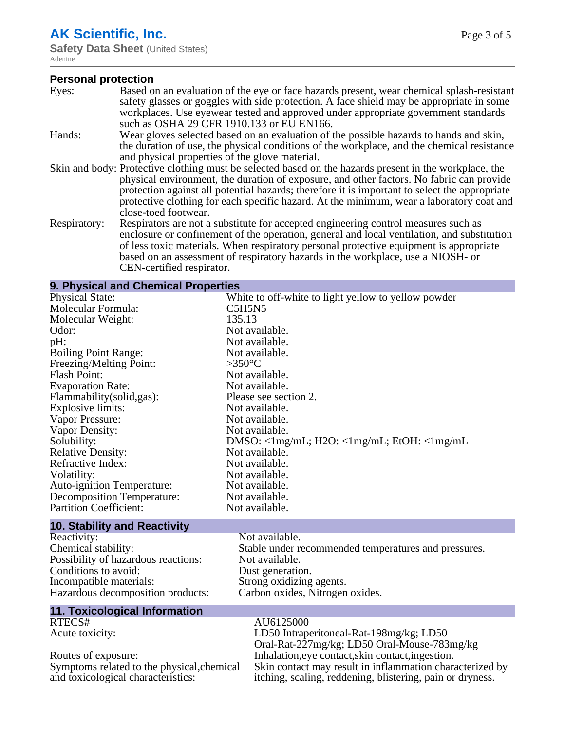### Personal protection

| | |
|---|---|
| Eyes: | Based on an evaluation of the eye or face hazards present, wear chemical splash-resistant safety glasses or goggles with side protection. A face shield may be appropriate in some workplaces. Use eyewear tested and approved under appropriate government standards such as OSHA 29 CFR 1910.133 or EU EN166. |
| Hands: | Wear gloves selected based on an evaluation of the possible hazards to hands and skin, the duration of use, the physical conditions of the workplace, and the chemical resistance and physical properties of the glove material. |
| Skin and body: | Protective clothing must be selected based on the hazards present in the workplace, the physical environment, the duration of exposure, and other factors. No fabric can provide protection against all potential hazards; therefore it is important to select the appropriate protective clothing for each specific hazard. At the minimum, wear a laboratory coat and close-toed footwear. |
| Respiratory: | Respirators are not a substitute for accepted engineering control measures such as enclosure or confinement of the operation, general and local ventilation, and substitution of less toxic materials. When respiratory personal protective equipment is appropriate based on an assessment of respiratory hazards in the workplace, use a NIOSH- or CEN-certified respirator. |

## 9. Physical and Chemical Properties

| | |
|---|---|
| Physical State: | White to off-white to light yellow to yellow powder |
| Molecular Formula: | C5H5N5 |
| Molecular Weight: | 135.13 |
| Odor: | Not available. |
| pH: | Not available. |
| Boiling Point Range: | Not available. |
| Freezing/Melting Point: | >350°C |
| Flash Point: | Not available. |
| Evaporation Rate: | Not available. |
| Flammability(solid,gas): | Please see section 2. |
| Explosive limits: | Not available. |
| Vapor Pressure: | Not available. |
| Vapor Density: | Not available. |
| Solubility: | DMSO: <1mg/mL; H2O: <1mg/mL; EtOH: <1mg/mL |
| Relative Density: | Not available. |
| Refractive Index: | Not available. |
| Volatility: | Not available. |
| Auto-ignition Temperature: | Not available. |
| Decomposition Temperature: | Not available. |
| Partition Coefficient: | Not available. |

## 10. Stability and Reactivity

| | |
|---|---|
| Reactivity: | Not available. |
| Chemical stability: | Stable under recommended temperatures and pressures. |
| Possibility of hazardous reactions: | Not available. |
| Conditions to avoid: | Dust generation. |
| Incompatible materials: | Strong oxidizing agents. |
| Hazardous decomposition products: | Carbon oxides, Nitrogen oxides. |

## 11. Toxicological Information

| | |
|---|---|
| RTECS# | AU6125000 |
| Acute toxicity: | LD50 Intraperitoneal-Rat-198mg/kg; LD50 Oral-Rat-227mg/kg; LD50 Oral-Mouse-783mg/kg |
| Routes of exposure: | Inhalation,eye contact,skin contact,ingestion. |
| Symptoms related to the physical,chemical and toxicological characteristics: | Skin contact may result in inflammation characterized by itching, scaling, reddening, blistering, pain or dryness. |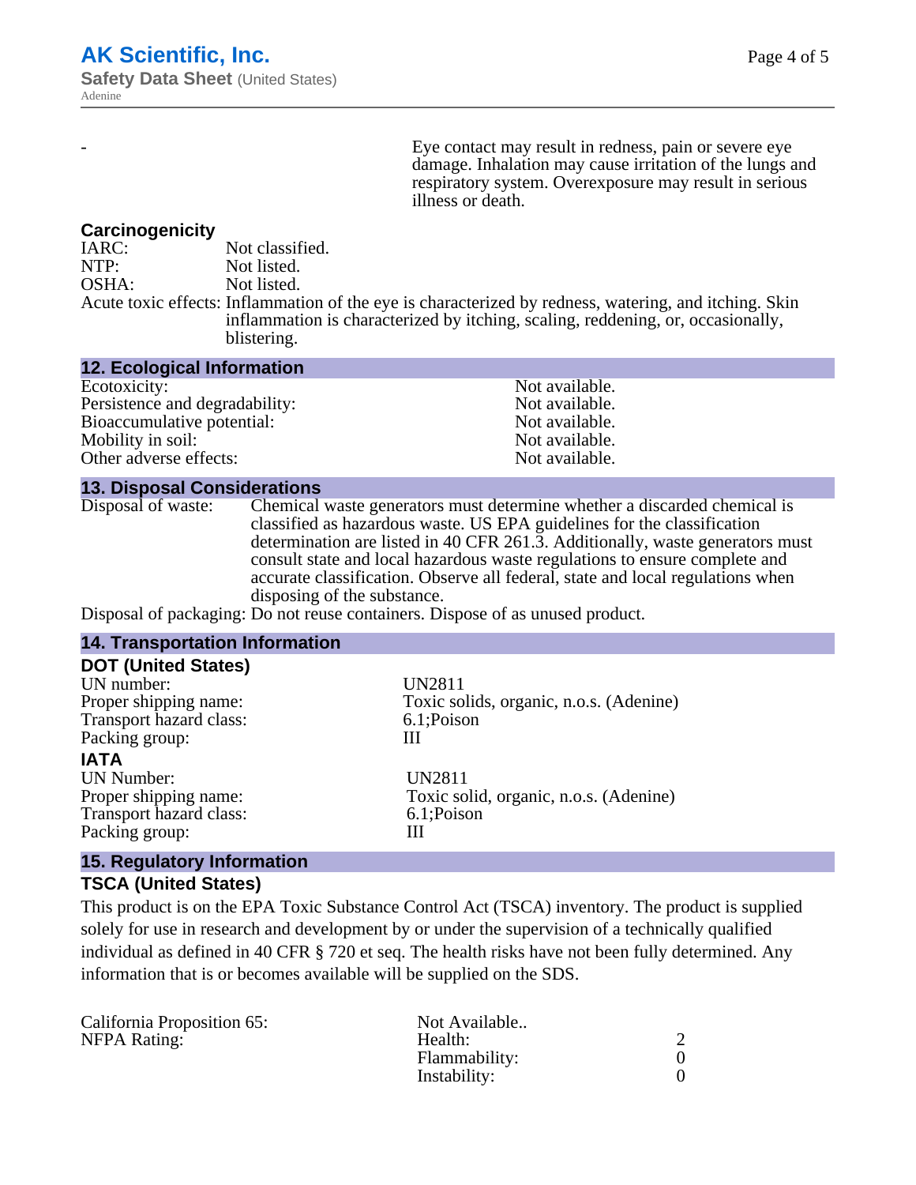| - | Eye contact may result in redness, pain or severe eye damage. Inhalation may cause irritation of the lungs and respiratory system. Overexposure may result in serious illness or death. |
|---|---|

### Carcinogenicity

IARC: Not classified.
NTP: Not listed.
OSHA: Not listed.
Acute toxic effects: Inflammation of the eye is characterized by redness, watering, and itching. Skin inflammation is characterized by itching, scaling, reddening, or, occasionally, blistering.

## 12. Ecological Information

| | |
|---|---|
| Ecotoxicity: | Not available. |
| Persistence and degradability: | Not available. |
| Bioaccumulative potential: | Not available. |
| Mobility in soil: | Not available. |
| Other adverse effects: | Not available. |

## 13. Disposal Considerations

Disposal of waste: Chemical waste generators must determine whether a discarded chemical is classified as hazardous waste. US EPA guidelines for the classification determination are listed in 40 CFR 261.3. Additionally, waste generators must consult state and local hazardous waste regulations to ensure complete and accurate classification. Observe all federal, state and local regulations when disposing of the substance.

Disposal of packaging: Do not reuse containers. Dispose of as unused product.

## 14. Transportation Information

### DOT (United States)

| | |
|---|---|
| UN number: | UN2811 |
| Proper shipping name: | Toxic solids, organic, n.o.s. (Adenine) |
| Transport hazard class: | 6.1;Poison |
| Packing group: | III |

### IATA

| | |
|---|---|
| UN Number: | UN2811 |
| Proper shipping name: | Toxic solid, organic, n.o.s. (Adenine) |
| Transport hazard class: | 6.1;Poison |
| Packing group: | III |

## 15. Regulatory Information

### TSCA (United States)

This product is on the EPA Toxic Substance Control Act (TSCA) inventory. The product is supplied solely for use in research and development by or under the supervision of a technically qualified individual as defined in 40 CFR § 720 et seq. The health risks have not been fully determined. Any information that is or becomes available will be supplied on the SDS.

| | | |
|---|---|---|
| California Proposition 65: | Not Available.. | |
| NFPA Rating: | Health: | 2 |
| | Flammability: | 0 |
| | Instability: | 0 |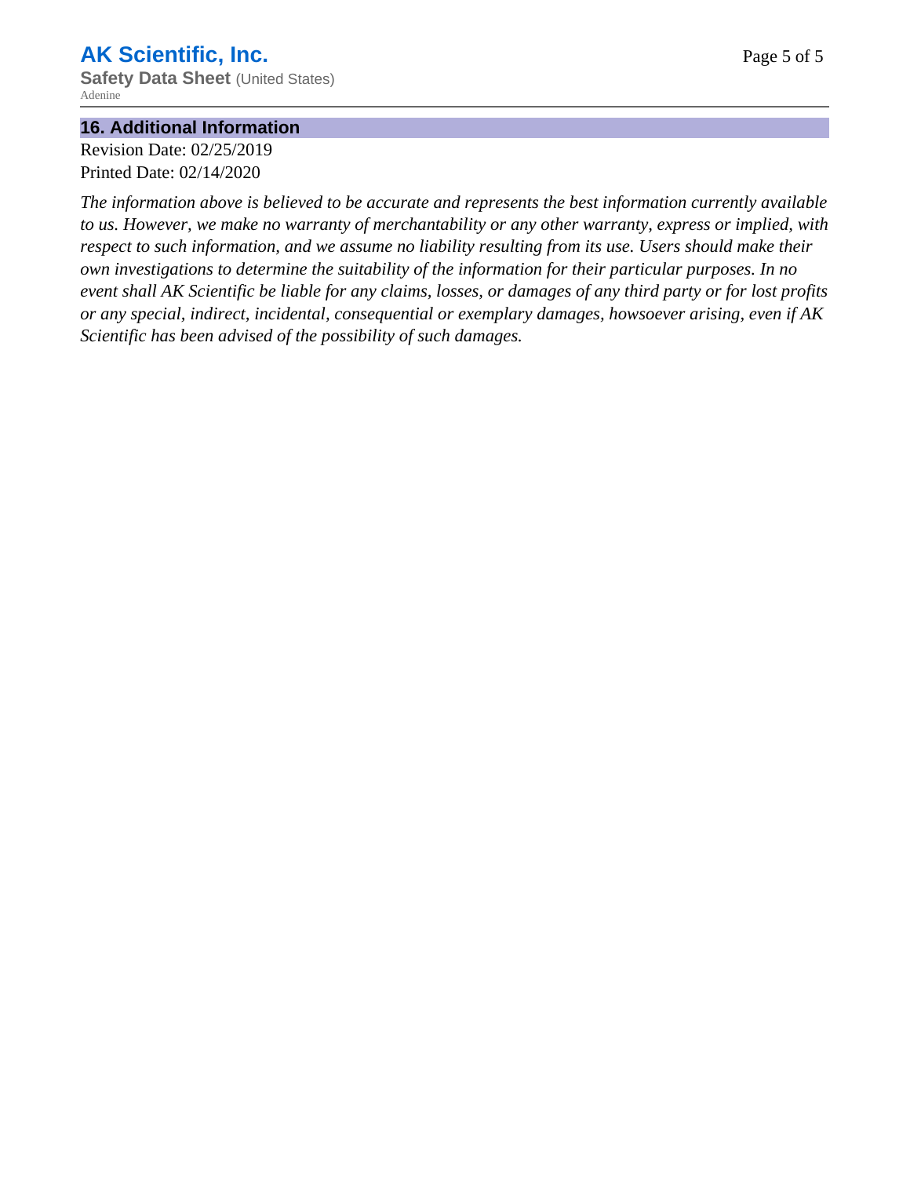## 16. Additional Information

Revision Date: 02/25/2019
Printed Date: 02/14/2020

*The information above is believed to be accurate and represents the best information currently available to us. However, we make no warranty of merchantability or any other warranty, express or implied, with respect to such information, and we assume no liability resulting from its use. Users should make their own investigations to determine the suitability of the information for their particular purposes. In no event shall AK Scientific be liable for any claims, losses, or damages of any third party or for lost profits or any special, indirect, incidental, consequential or exemplary damages, howsoever arising, even if AK Scientific has been advised of the possibility of such damages.*